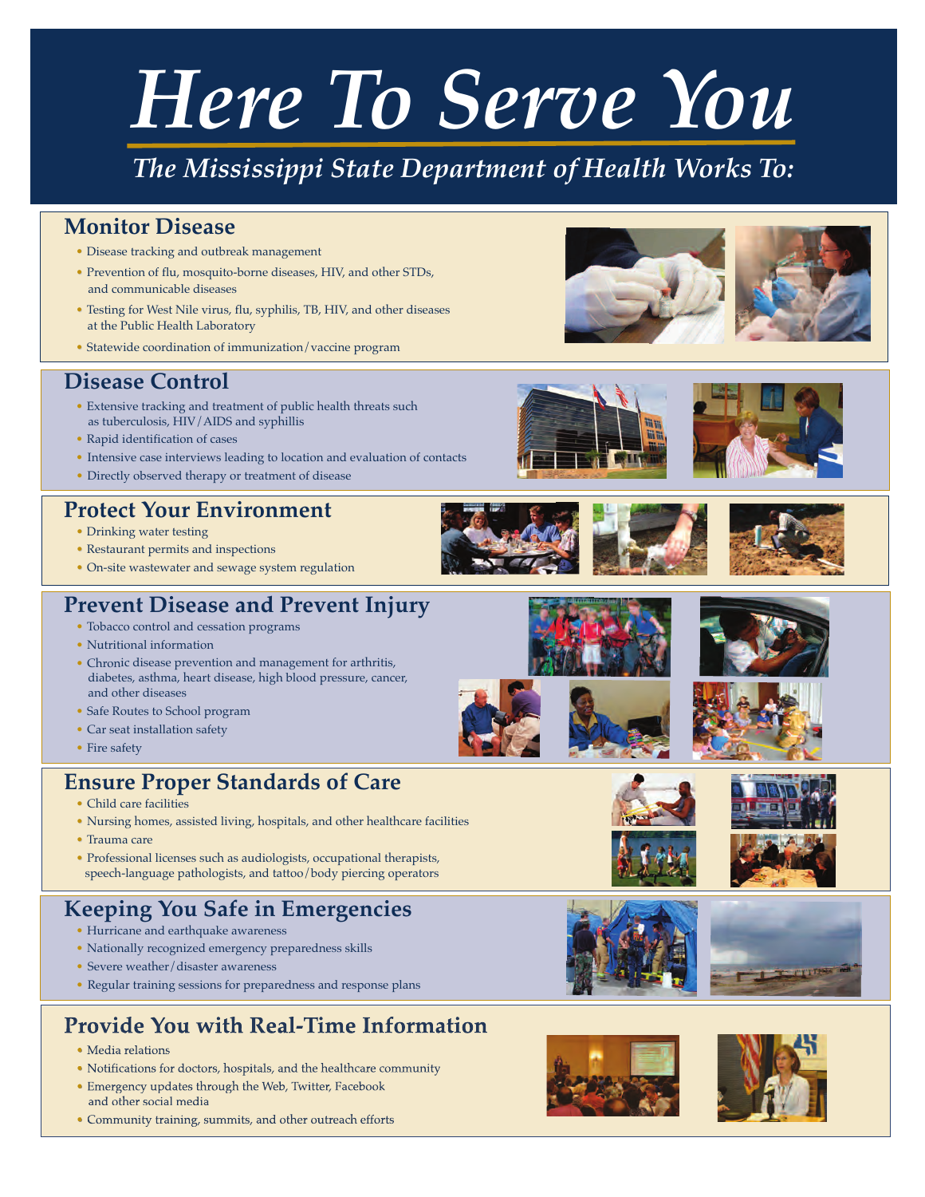# *Here To Serve You*

## *The Mississippi State Department of Health Works To:*

### Monitor Disease

- Disease tracking and outbreak management
- Prevention of flu, mosquito-borne diseases, HIV, and other STDs, and communicable diseases
- Testing for West Nile virus, flu, syphilis, TB, HIV, and other diseases at the Public Health Laboratory
- Statewide coordination of immunization/vaccine program

### Disease Control

- Extensive tracking and treatment of public health threats such as tuberculosis, HIV/AIDS and syphillis
- Rapid identification of cases
- Intensive case interviews leading to location and evaluation of contacts
- Directly observed therapy or treatment of disease

### Protect Your Environment

- Drinking water testing
- Restaurant permits and inspections
- On-site wastewater and sewage system regulation

### Prevent Disease and Prevent Injury

- Tobacco control and cessation programs
- Nutritional information
- Chronic disease prevention and management for arthritis, diabetes, asthma, heart disease, high blood pressure, cancer, and other diseases
- Safe Routes to School program
- Car seat installation safety
- Fire safety

### Ensure Proper Standards of Care

- Child care facilities
- Nursing homes, assisted living, hospitals, and other healthcare facilities
- Trauma care
- Professional licenses such as audiologists, occupational therapists, speech-language pathologists, and tattoo/body piercing operators

### Keeping You Safe in Emergencies

- Hurricane and earthquake awareness
- Nationally recognized emergency preparedness skills
- Severe weather/disaster awareness
- Regular training sessions for preparedness and response plans

### Provide You with Real-Time Information

- Media relations
- Notifications for doctors, hospitals, and the healthcare community
- Emergency updates through the Web, Twitter, Facebook and other social media
- Community training, summits, and other outreach efforts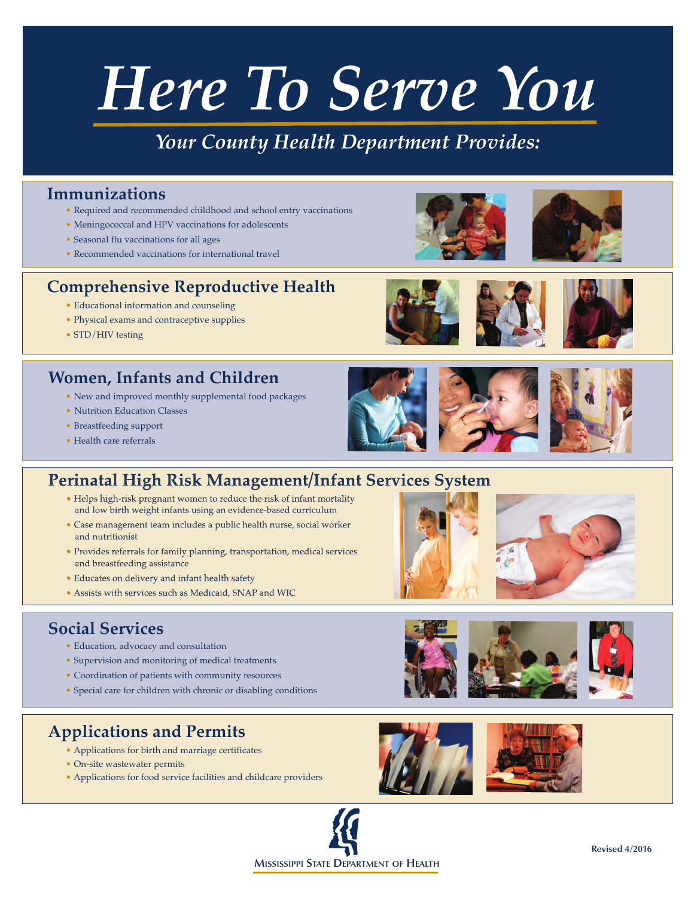# Here To Serve You

## Your County Health Department Provides:

## Immunizations

- Required and recommended childhood and school entry vaccinations
- Meningococcal and HPV vaccinations for adolescents
- Seasonal flu vaccinations for all ages
- Recommended vaccinations for international travel

## Comprehensive Reproductive Health

- Educational information and counseling
- Physical exams and contraceptive supplies
- STD/HIV testing

## Women, Infants and Children

- New and improved monthly supplemental food packages
- Nutrition Education Classes
- Breastfeeding support
- Health care referrals

## Perinatal High Risk Management/Infant Services System

- Helps high-risk pregnant women to reduce the risk of infant mortality and low birth weight infants using an evidence-based curriculum
- Case management team includes a public health nurse, social worker and nutritionist
- Provides referrals for family planning, transportation, medical services and breastfeeding assistance
- Educates on delivery and infant health safety
- Assists with services such as Medicaid, SNAP and WIC

## Social Services

- Education, advocacy and consultation
- Supervision and monitoring of medical treatments
- Coordination of patients with community resources
- Special care for children with chronic or disabling conditions

## Applications and Permits

- Applications for birth and marriage certificates
- On-site wastewater permits
- Applications for food service facilities and childcare providers

MISSISSIPPI STATE DEPARTMENT OF HEALTH

Revised 4/2016